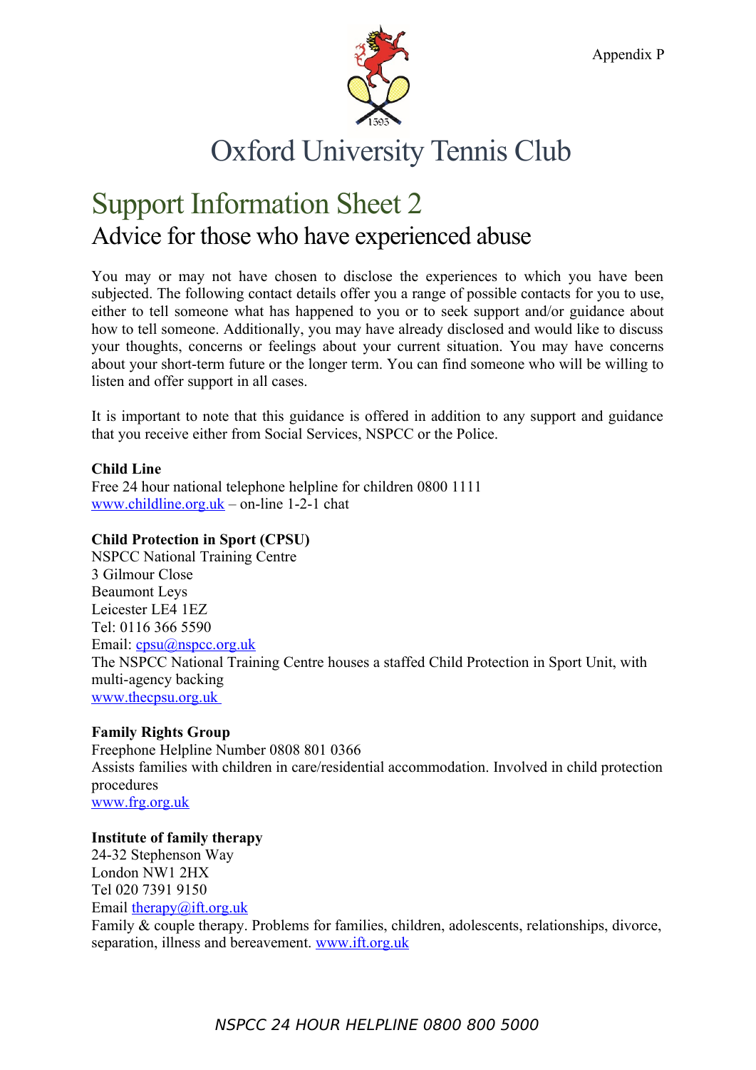Appendix P

# Oxford University Tennis Club

## Support Information Sheet 2

### Advice for those who have experienced abuse

You may or may not have chosen to disclose the experiences to which you have been subjected. The following contact details offer you a range of possible contacts for you to use, either to tell someone what has happened to you or to seek support and/or guidance about how to tell someone. Additionally, you may have already disclosed and would like to discuss your thoughts, concerns or feelings about your current situation. You may have concerns about your short-term future or the longer term. You can find someone who will be willing to listen and offer support in all cases.

It is important to note that this guidance is offered in addition to any support and guidance that you receive either from Social Services, NSPCC or the Police.

**Child Line**
Free 24 hour national telephone helpline for children 0800 1111
www.childline.org.uk – on-line 1-2-1 chat

**Child Protection in Sport (CPSU)**
NSPCC National Training Centre
3 Gilmour Close
Beaumont Leys
Leicester LE4 1EZ
Tel: 0116 366 5590
Email: cpsu@nspcc.org.uk
The NSPCC National Training Centre houses a staffed Child Protection in Sport Unit, with multi-agency backing
www.thecpsu.org.uk

**Family Rights Group**
Freephone Helpline Number 0808 801 0366
Assists families with children in care/residential accommodation. Involved in child protection procedures
www.frg.org.uk

**Institute of family therapy**
24-32 Stephenson Way
London NW1 2HX
Tel 020 7391 9150
Email therapy@ift.org.uk
Family & couple therapy. Problems for families, children, adolescents, relationships, divorce, separation, illness and bereavement. www.ift.org.uk

*NSPCC 24 HOUR HELPLINE 0800 800 5000*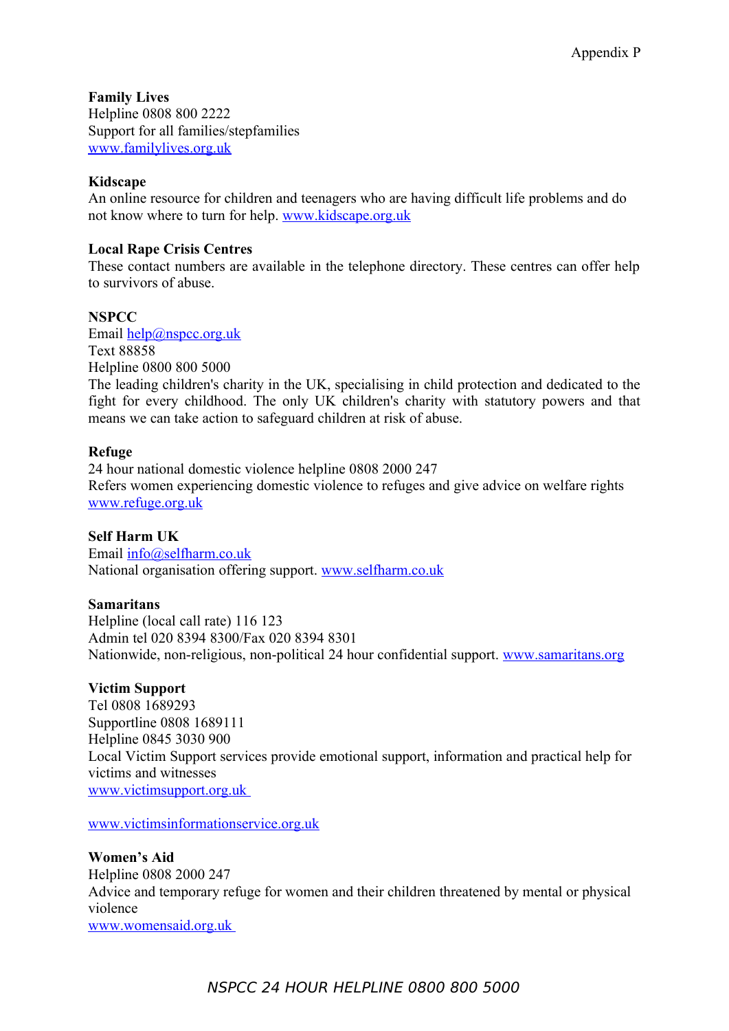**Family Lives**
Helpline 0808 800 2222
Support for all families/stepfamilies
www.familylives.org.uk

**Kidscape**
An online resource for children and teenagers who are having difficult life problems and do not know where to turn for help. www.kidscape.org.uk

**Local Rape Crisis Centres**
These contact numbers are available in the telephone directory. These centres can offer help to survivors of abuse.

**NSPCC**
Email help@nspcc.org.uk
Text 88858
Helpline 0800 800 5000
The leading children's charity in the UK, specialising in child protection and dedicated to the fight for every childhood. The only UK children's charity with statutory powers and that means we can take action to safeguard children at risk of abuse.

**Refuge**
24 hour national domestic violence helpline 0808 2000 247
Refers women experiencing domestic violence to refuges and give advice on welfare rights
www.refuge.org.uk

**Self Harm UK**
Email info@selfharm.co.uk
National organisation offering support. www.selfharm.co.uk

**Samaritans**
Helpline (local call rate) 116 123
Admin tel 020 8394 8300/Fax 020 8394 8301
Nationwide, non-religious, non-political 24 hour confidential support. www.samaritans.org

**Victim Support**
Tel 0808 1689293
Supportline 0808 1689111
Helpline 0845 3030 900
Local Victim Support services provide emotional support, information and practical help for victims and witnesses
www.victimsupport.org.uk

www.victimsinformationservice.org.uk

**Women's Aid**
Helpline 0808 2000 247
Advice and temporary refuge for women and their children threatened by mental or physical violence
www.womensaid.org.uk